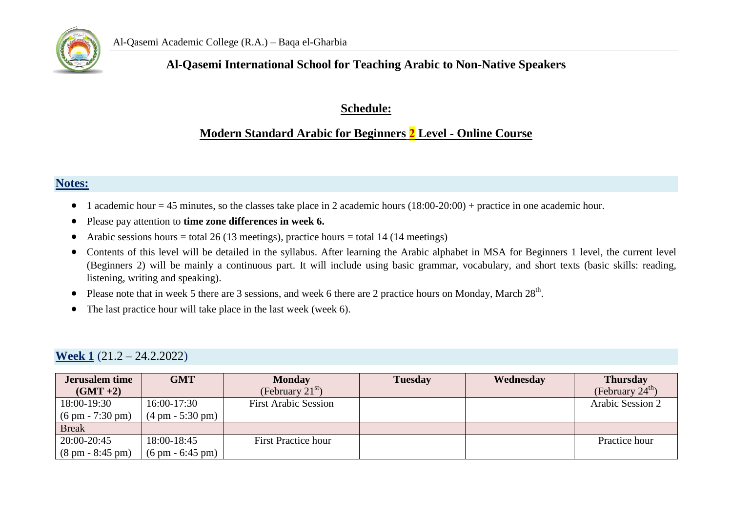Al-Qasemi Academic College (R.A.) – Baqa el-Gharbia

**Al-Qasemi International School for Teaching Arabic to Non-Native Speakers**

## Schedule:

## Modern Standard Arabic for Beginners 2 Level - Online Course

### Notes:

- 1 academic hour = 45 minutes, so the classes take place in 2 academic hours (18:00-20:00) + practice in one academic hour.
- Please pay attention to **time zone differences in week 6.**
- Arabic sessions hours = total 26 (13 meetings), practice hours = total 14 (14 meetings)
- Contents of this level will be detailed in the syllabus. After learning the Arabic alphabet in MSA for Beginners 1 level, the current level (Beginners 2) will be mainly a continuous part. It will include using basic grammar, vocabulary, and short texts (basic skills: reading, listening, writing and speaking).
- Please note that in week 5 there are 3 sessions, and week 6 there are 2 practice hours on Monday, March 28th.
- The last practice hour will take place in the last week (week 6).

### Week 1 (21.2 – 24.2.2022)

| Jerusalem time (GMT +2) | GMT | Monday (February 21st) | Tuesday | Wednesday | Thursday (February 24th) |
|---|---|---|---|---|---|
| 18:00-19:30 (6 pm - 7:30 pm) | 16:00-17:30 (4 pm - 5:30 pm) | First Arabic Session | | | Arabic Session 2 |
| Break | | | | | |
| 20:00-20:45 (8 pm - 8:45 pm) | 18:00-18:45 (6 pm - 6:45 pm) | First Practice hour | | | Practice hour |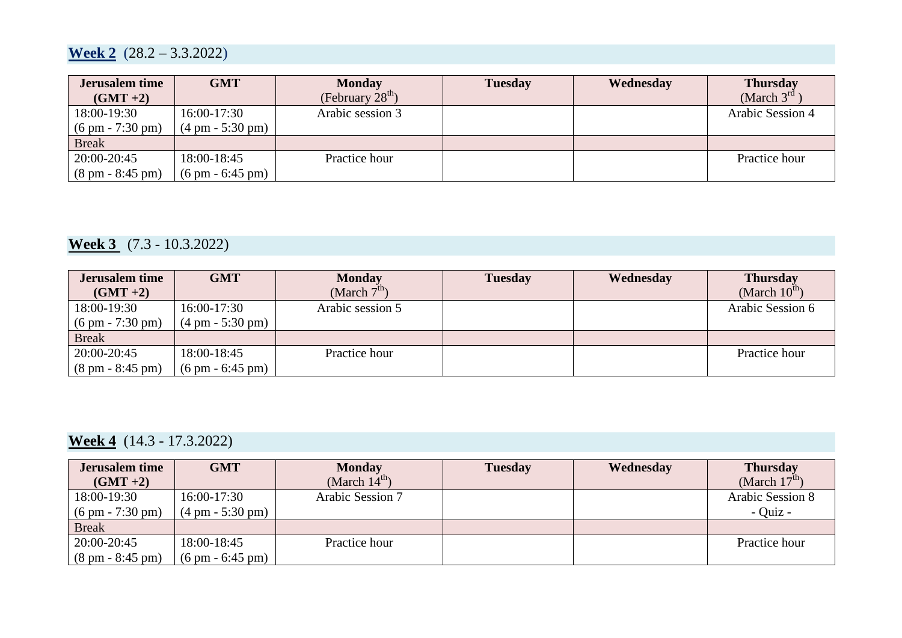## **Week 2** (28.2 – 3.3.2022)

| Jerusalem time (GMT +2) | GMT | Monday (February 28th) | Tuesday | Wednesday | Thursday (March 3rd) |
|---|---|---|---|---|---|
| 18:00-19:30 (6 pm - 7:30 pm) | 16:00-17:30 (4 pm - 5:30 pm) | Arabic session 3 | | | Arabic Session 4 |
| Break | | | | | |
| 20:00-20:45 (8 pm - 8:45 pm) | 18:00-18:45 (6 pm - 6:45 pm) | Practice hour | | | Practice hour |

## **Week 3** (7.3 - 10.3.2022)

| Jerusalem time (GMT +2) | GMT | Monday (March 7th) | Tuesday | Wednesday | Thursday (March 10th) |
|---|---|---|---|---|---|
| 18:00-19:30 (6 pm - 7:30 pm) | 16:00-17:30 (4 pm - 5:30 pm) | Arabic session 5 | | | Arabic Session 6 |
| Break | | | | | |
| 20:00-20:45 (8 pm - 8:45 pm) | 18:00-18:45 (6 pm - 6:45 pm) | Practice hour | | | Practice hour |

## **Week 4** (14.3 - 17.3.2022)

| Jerusalem time (GMT +2) | GMT | Monday (March 14th) | Tuesday | Wednesday | Thursday (March 17th) |
|---|---|---|---|---|---|
| 18:00-19:30 (6 pm - 7:30 pm) | 16:00-17:30 (4 pm - 5:30 pm) | Arabic Session 7 | | | Arabic Session 8 - Quiz - |
| Break | | | | | |
| 20:00-20:45 (8 pm - 8:45 pm) | 18:00-18:45 (6 pm - 6:45 pm) | Practice hour | | | Practice hour |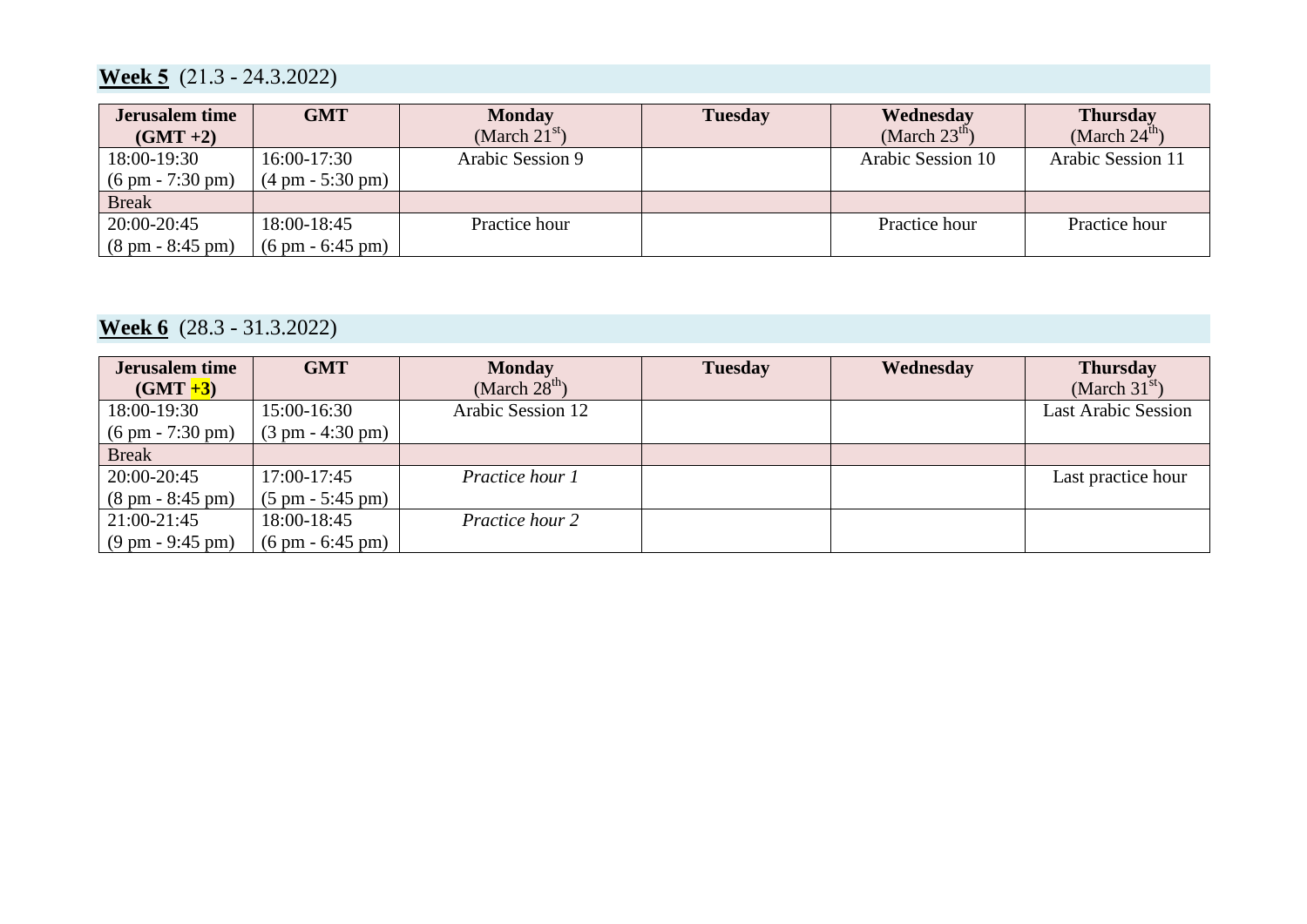## **Week 5** (21.3 - 24.3.2022)

| **Jerusalem time (GMT +2)** | **GMT** | **Monday** (March 21st) | **Tuesday** | **Wednesday** (March 23th) | **Thursday** (March 24th) |
|---|---|---|---|---|---|
| 18:00-19:30 (6 pm - 7:30 pm) | 16:00-17:30 (4 pm - 5:30 pm) | Arabic Session 9 | | Arabic Session 10 | Arabic Session 11 |
| Break | | | | | |
| 20:00-20:45 (8 pm - 8:45 pm) | 18:00-18:45 (6 pm - 6:45 pm) | Practice hour | | Practice hour | Practice hour |

## **Week 6** (28.3 - 31.3.2022)

| **Jerusalem time (GMT +3)** | **GMT** | **Monday** (March 28th) | **Tuesday** | **Wednesday** | **Thursday** (March 31st) |
|---|---|---|---|---|---|
| 18:00-19:30 (6 pm - 7:30 pm) | 15:00-16:30 (3 pm - 4:30 pm) | Arabic Session 12 | | | Last Arabic Session |
| Break | | | | | |
| 20:00-20:45 (8 pm - 8:45 pm) | 17:00-17:45 (5 pm - 5:45 pm) | *Practice hour 1* | | | Last practice hour |
| 21:00-21:45 (9 pm - 9:45 pm) | 18:00-18:45 (6 pm - 6:45 pm) | *Practice hour 2* | | | |